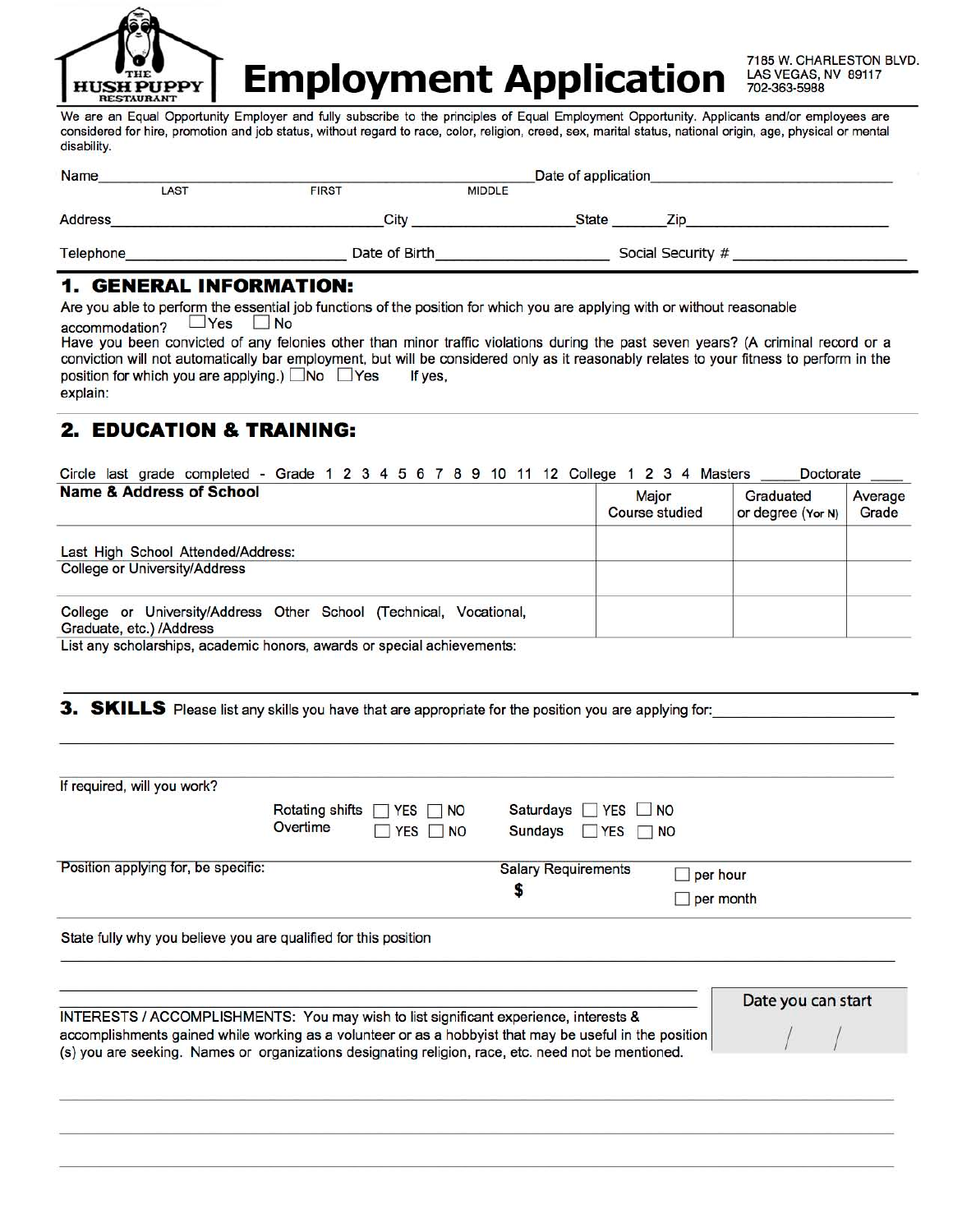THE HUSH PUPPY RESTAURANT

# Employment Application

7185 W. CHARLESTON BLVD.
LAS VEGAS, NV 89117
702-363-5988

We are an Equal Opportunity Employer and fully subscribe to the principles of Equal Employment Opportunity. Applicants and/or employees are considered for hire, promotion and job status, without regard to race, color, religion, creed, sex, marital status, national origin, age, physical or mental disability.

Name_______________________________________________ Date of application_______________________
LAST FIRST MIDDLE

Address_______________________________ City ___________________ State _______ Zip______________________

Telephone_______________________ Date of Birth___________________ Social Security # __________________

## 1. GENERAL INFORMATION:

Are you able to perform the essential job functions of the position for which you are applying with or without reasonable accommodation? ☐ Yes ☐ No

Have you been convicted of any felonies other than minor traffic violations during the past seven years? (A criminal record or a conviction will not automatically bar employment, but will be considered only as it reasonably relates to your fitness to perform in the position for which you are applying.) ☐ No ☐ Yes If yes, explain:

## 2. EDUCATION & TRAINING:

Circle last grade completed - Grade 1 2 3 4 5 6 7 8 9 10 11 12 College 1 2 3 4 Masters _____ Doctorate ____

| Name & Address of School | Major Course studied | Graduated or degree (Y or N) | Average Grade |
|---|---|---|---|
| Last High School Attended/Address: | | | |
| College or University/Address | | | |
| College or University/Address Other School (Technical, Vocational, Graduate, etc.) /Address | | | |

List any scholarships, academic honors, awards or special achievements:

## 3. SKILLS

Please list any skills you have that are appropriate for the position you are applying for:____________________

If required, will you work?

Rotating shifts ☐ YES ☐ NO Saturdays ☐ YES ☐ NO
Overtime ☐ YES ☐ NO Sundays ☐ YES ☐ NO

Position applying for, be specific:

Salary Requirements
$ ☐ per hour ☐ per month

State fully why you believe you are qualified for this position

Date you can start
/ /

INTERESTS / ACCOMPLISHMENTS: You may wish to list significant experience, interests & accomplishments gained while working as a volunteer or as a hobbyist that may be useful in the position (s) you are seeking. Names or organizations designating religion, race, etc. need not be mentioned.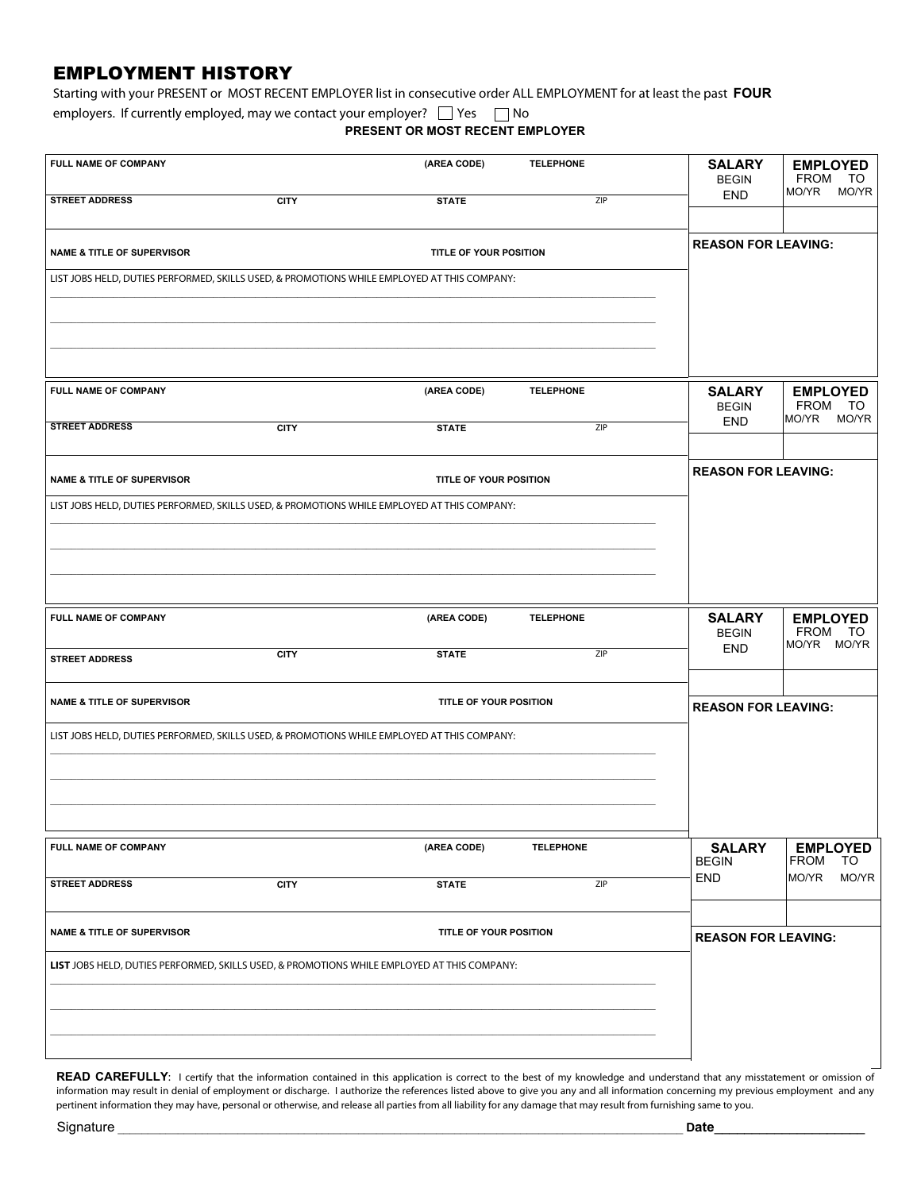# EMPLOYMENT HISTORY

Starting with your PRESENT or MOST RECENT EMPLOYER list in consecutive order ALL EMPLOYMENT for at least the past **FOUR** employers. If currently employed, may we contact your employer? ☐ Yes ☐ No

**PRESENT OR MOST RECENT EMPLOYER**

| | | | | | |
|---|---|---|---|---|---|
| **FULL NAME OF COMPANY** | | **(AREA CODE)** | **TELEPHONE** | **SALARY** BEGIN END | **EMPLOYED** FROM TO MO/YR MO/YR |
| **STREET ADDRESS** | **CITY** | **STATE** | ZIP | | |
| **NAME & TITLE OF SUPERVISOR** | | **TITLE OF YOUR POSITION** | | **REASON FOR LEAVING:** | |
| LIST JOBS HELD, DUTIES PERFORMED, SKILLS USED, & PROMOTIONS WHILE EMPLOYED AT THIS COMPANY: | | | | | |

| | | | | | |
|---|---|---|---|---|---|
| **FULL NAME OF COMPANY** | | **(AREA CODE)** | **TELEPHONE** | **SALARY** BEGIN END | **EMPLOYED** FROM TO MO/YR MO/YR |
| **STREET ADDRESS** | **CITY** | **STATE** | ZIP | | |
| **NAME & TITLE OF SUPERVISOR** | | **TITLE OF YOUR POSITION** | | **REASON FOR LEAVING:** | |
| LIST JOBS HELD, DUTIES PERFORMED, SKILLS USED, & PROMOTIONS WHILE EMPLOYED AT THIS COMPANY: | | | | | |

| | | | | | |
|---|---|---|---|---|---|
| **FULL NAME OF COMPANY** | | **(AREA CODE)** | **TELEPHONE** | **SALARY** BEGIN END | **EMPLOYED** FROM TO MO/YR MO/YR |
| **STREET ADDRESS** | **CITY** | **STATE** | ZIP | | |
| **NAME & TITLE OF SUPERVISOR** | | **TITLE OF YOUR POSITION** | | **REASON FOR LEAVING:** | |
| LIST JOBS HELD, DUTIES PERFORMED, SKILLS USED, & PROMOTIONS WHILE EMPLOYED AT THIS COMPANY: | | | | | |

| | | | | | |
|---|---|---|---|---|---|
| **FULL NAME OF COMPANY** | | **(AREA CODE)** | **TELEPHONE** | **SALARY** BEGIN END | **EMPLOYED** FROM TO MO/YR MO/YR |
| **STREET ADDRESS** | **CITY** | **STATE** | ZIP | | |
| **NAME & TITLE OF SUPERVISOR** | | **TITLE OF YOUR POSITION** | | **REASON FOR LEAVING:** | |
| **LIST** JOBS HELD, DUTIES PERFORMED, SKILLS USED, & PROMOTIONS WHILE EMPLOYED AT THIS COMPANY: | | | | | |

**READ CAREFULLY**: I certify that the information contained in this application is correct to the best of my knowledge and understand that any misstatement or omission of information may result in denial of employment or discharge. I authorize the references listed above to give you any and all information concerning my previous employment and any pertinent information they may have, personal or otherwise, and release all parties from all liability for any damage that may result from furnishing same to you.

Signature ______________________________________________________________ **Date**____________________